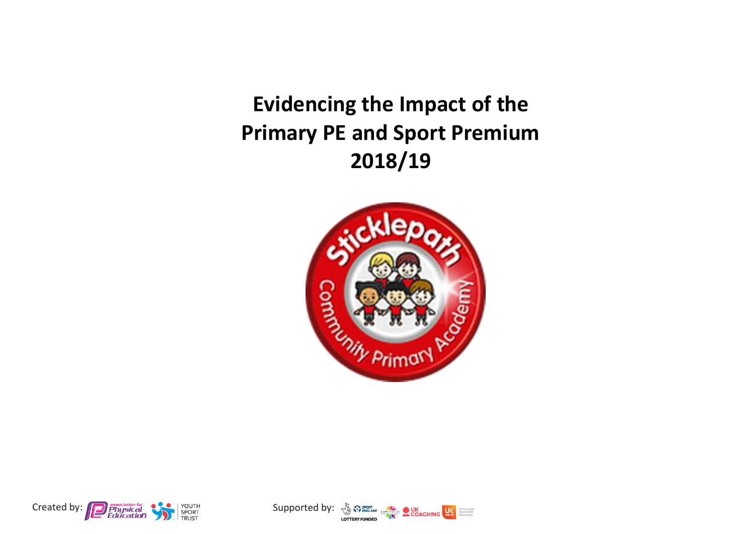# Evidencing the Impact of the Primary PE and Sport Premium 2018/19

Created by: 

Supported by: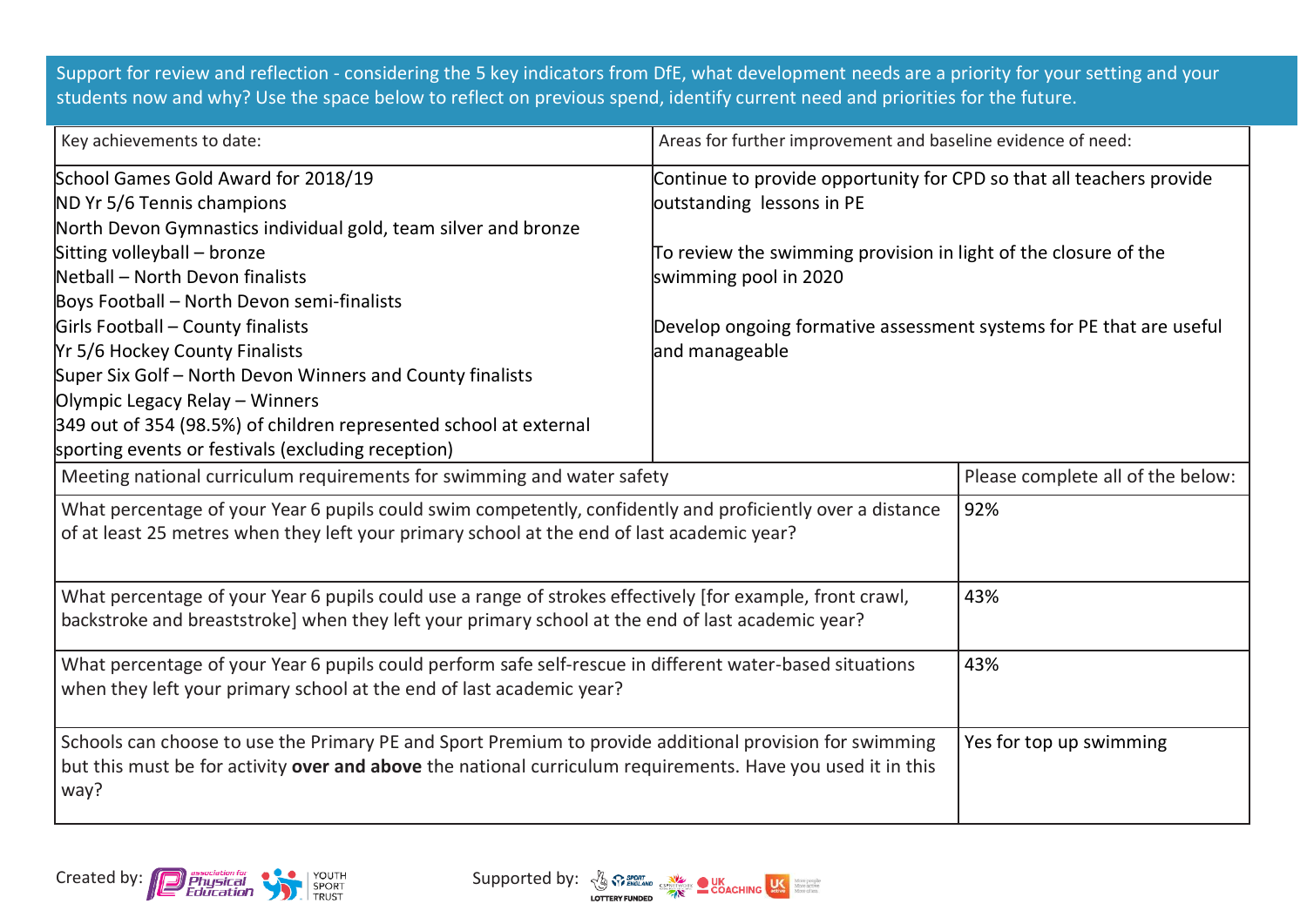Support for review and reflection - considering the 5 key indicators from DfE, what development needs are a priority for your setting and your students now and why? Use the space below to reflect on previous spend, identify current need and priorities for the future.

| Key achievements to date: | Areas for further improvement and baseline evidence of need: |
|---|---|
| School Games Gold Award for 2018/19<br>ND Yr 5/6 Tennis champions<br>North Devon Gymnastics individual gold, team silver and bronze<br>Sitting volleyball – bronze<br>Netball – North Devon finalists<br>Boys Football – North Devon semi-finalists<br>Girls Football – County finalists<br>Yr 5/6 Hockey County Finalists<br>Super Six Golf – North Devon Winners and County finalists<br>Olympic Legacy Relay – Winners<br>349 out of 354 (98.5%) of children represented school at external sporting events or festivals (excluding reception) | Continue to provide opportunity for CPD so that all teachers provide outstanding lessons in PE<br><br>To review the swimming provision in light of the closure of the swimming pool in 2020<br><br>Develop ongoing formative assessment systems for PE that are useful and manageable |

| Meeting national curriculum requirements for swimming and water safety | Please complete all of the below: |
|---|---|
| What percentage of your Year 6 pupils could swim competently, confidently and proficiently over a distance of at least 25 metres when they left your primary school at the end of last academic year? | 92% |
| What percentage of your Year 6 pupils could use a range of strokes effectively [for example, front crawl, backstroke and breaststroke] when they left your primary school at the end of last academic year? | 43% |
| What percentage of your Year 6 pupils could perform safe self-rescue in different water-based situations when they left your primary school at the end of last academic year? | 43% |
| Schools can choose to use the Primary PE and Sport Premium to provide additional provision for swimming but this must be for activity **over and above** the national curriculum requirements. Have you used it in this way? | Yes for top up swimming |

Created by: Association for Physical Education, Youth Sport Trust

Supported by: Sport England, UK Coaching, UK Active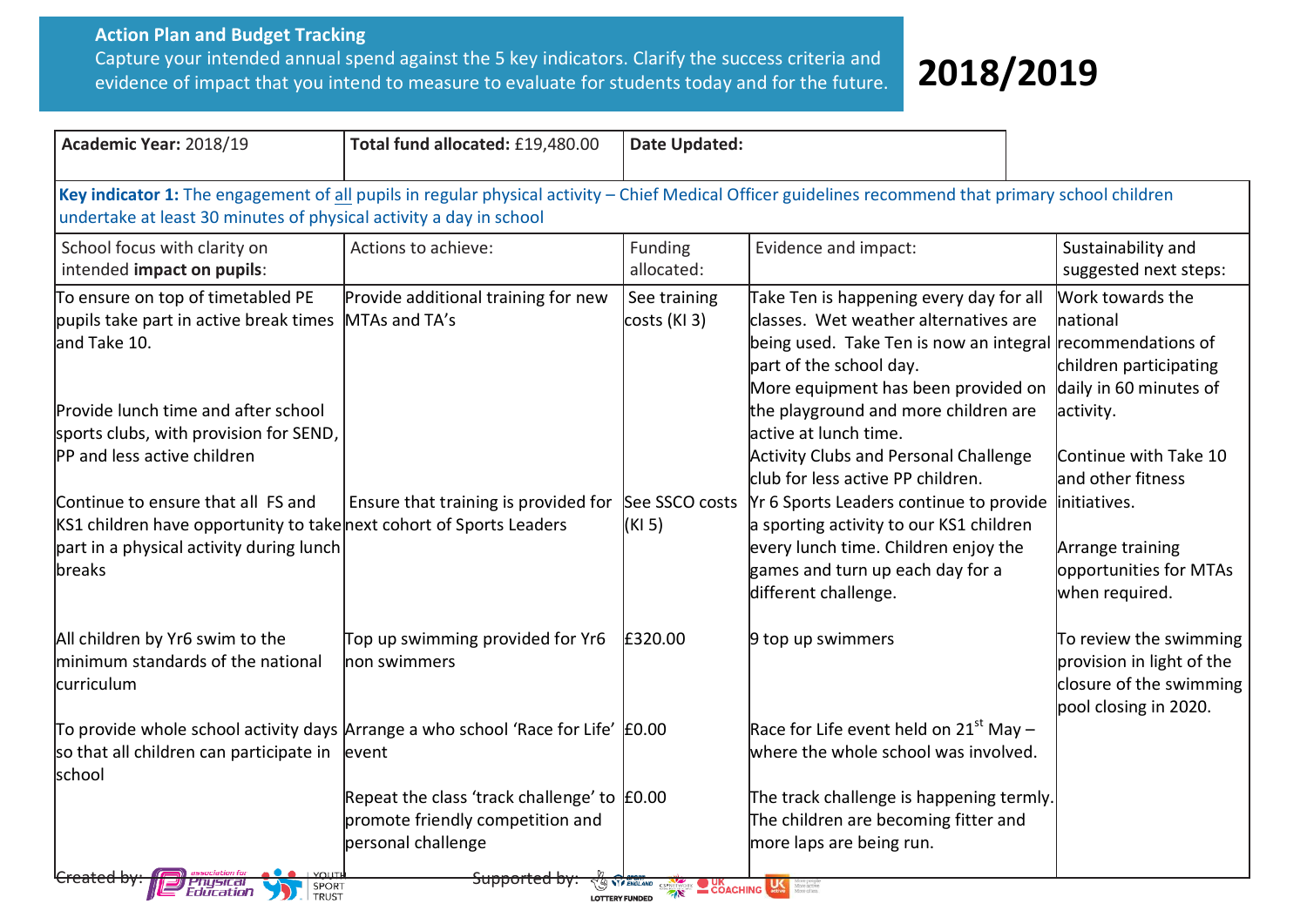**Action Plan and Budget Tracking**

Capture your intended annual spend against the 5 key indicators. Clarify the success criteria and evidence of impact that you intend to measure to evaluate for students today and for the future.

# 2018/2019

| **Academic Year:** 2018/19 | **Total fund allocated:** £19,480.00 | **Date Updated:** | | |
|---|---|---|---|---|
| **Key indicator 1:** The engagement of all pupils in regular physical activity – Chief Medical Officer guidelines recommend that primary school children undertake at least 30 minutes of physical activity a day in school | | | | |
| School focus with clarity on intended **impact on pupils**: | Actions to achieve: | Funding allocated: | Evidence and impact: | Sustainability and suggested next steps: |
| To ensure on top of timetabled PE pupils take part in active break times and Take 10.<br><br>Provide lunch time and after school sports clubs, with provision for SEND, PP and less active children | Provide additional training for new MTAs and TA's | See training costs (KI 3) | Take Ten is happening every day for all classes. Wet weather alternatives are being used. Take Ten is now an integral part of the school day.<br>More equipment has been provided on the playground and more children are active at lunch time.<br>Activity Clubs and Personal Challenge club for less active PP children. | Work towards the national recommendations of children participating daily in 60 minutes of activity.<br><br>Continue with Take 10 and other fitness initiatives.<br><br>Arrange training opportunities for MTAs when required. |
| Continue to ensure that all FS and KS1 children have opportunity to take part in a physical activity during lunch breaks | Ensure that training is provided for next cohort of Sports Leaders | See SSCO costs (KI 5) | Yr 6 Sports Leaders continue to provide a sporting activity to our KS1 children every lunch time. Children enjoy the games and turn up each day for a different challenge. | |
| All children by Yr6 swim to the minimum standards of the national curriculum | Top up swimming provided for Yr6 non swimmers | £320.00 | 9 top up swimmers | To review the swimming provision in light of the closure of the swimming pool closing in 2020. |
| To provide whole school activity days so that all children can participate in school | Arrange a who school 'Race for Life' event | £0.00 | Race for Life event held on 21st May – where the whole school was involved. | |
| | Repeat the class 'track challenge' to promote friendly competition and personal challenge | £0.00 | The track challenge is happening termly. The children are becoming fitter and more laps are being run. | |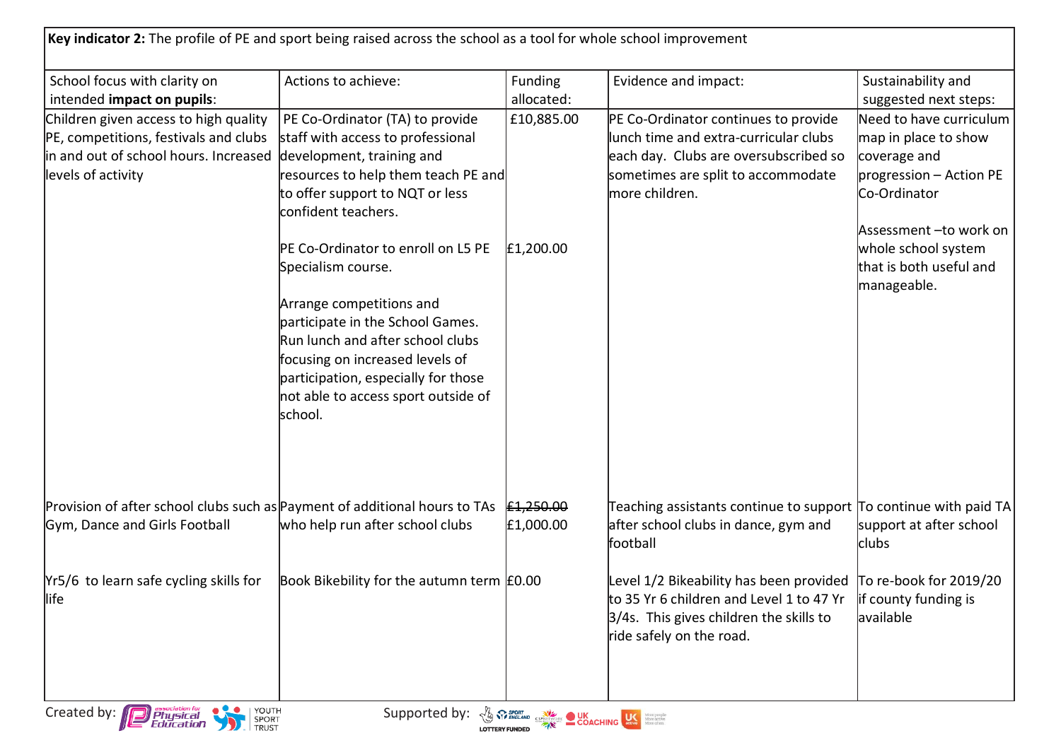**Key indicator 2:** The profile of PE and sport being raised across the school as a tool for whole school improvement

| School focus with clarity on intended **impact on pupils**: | Actions to achieve: | Funding allocated: | Evidence and impact: | Sustainability and suggested next steps: |
|---|---|---|---|---|
| Children given access to high quality PE, competitions, festivals and clubs in and out of school hours. Increased levels of activity | PE Co-Ordinator (TA) to provide staff with access to professional development, training and resources to help them teach PE and to offer support to NQT or less confident teachers.<br><br>PE Co-Ordinator to enroll on L5 PE Specialism course.<br><br>Arrange competitions and participate in the School Games. Run lunch and after school clubs focusing on increased levels of participation, especially for those not able to access sport outside of school. | £10,885.00<br><br><br><br>£1,200.00 | PE Co-Ordinator continues to provide lunch time and extra-curricular clubs each day. Clubs are oversubscribed so sometimes are split to accommodate more children. | Need to have curriculum map in place to show coverage and progression – Action PE Co-Ordinator<br><br>Assessment –to work on whole school system that is both useful and manageable. |
| Provision of after school clubs such as Gym, Dance and Girls Football | Payment of additional hours to TAs who help run after school clubs | ~~£1,250.00~~<br>£1,000.00 | Teaching assistants continue to support after school clubs in dance, gym and football | To continue with paid TA support at after school clubs |
| Yr5/6 to learn safe cycling skills for life | Book Bikebility for the autumn term | £0.00 | Level 1/2 Bikeability has been provided to 35 Yr 6 children and Level 1 to 47 Yr 3/4s. This gives children the skills to ride safely on the road. | To re-book for 2019/20 if county funding is available |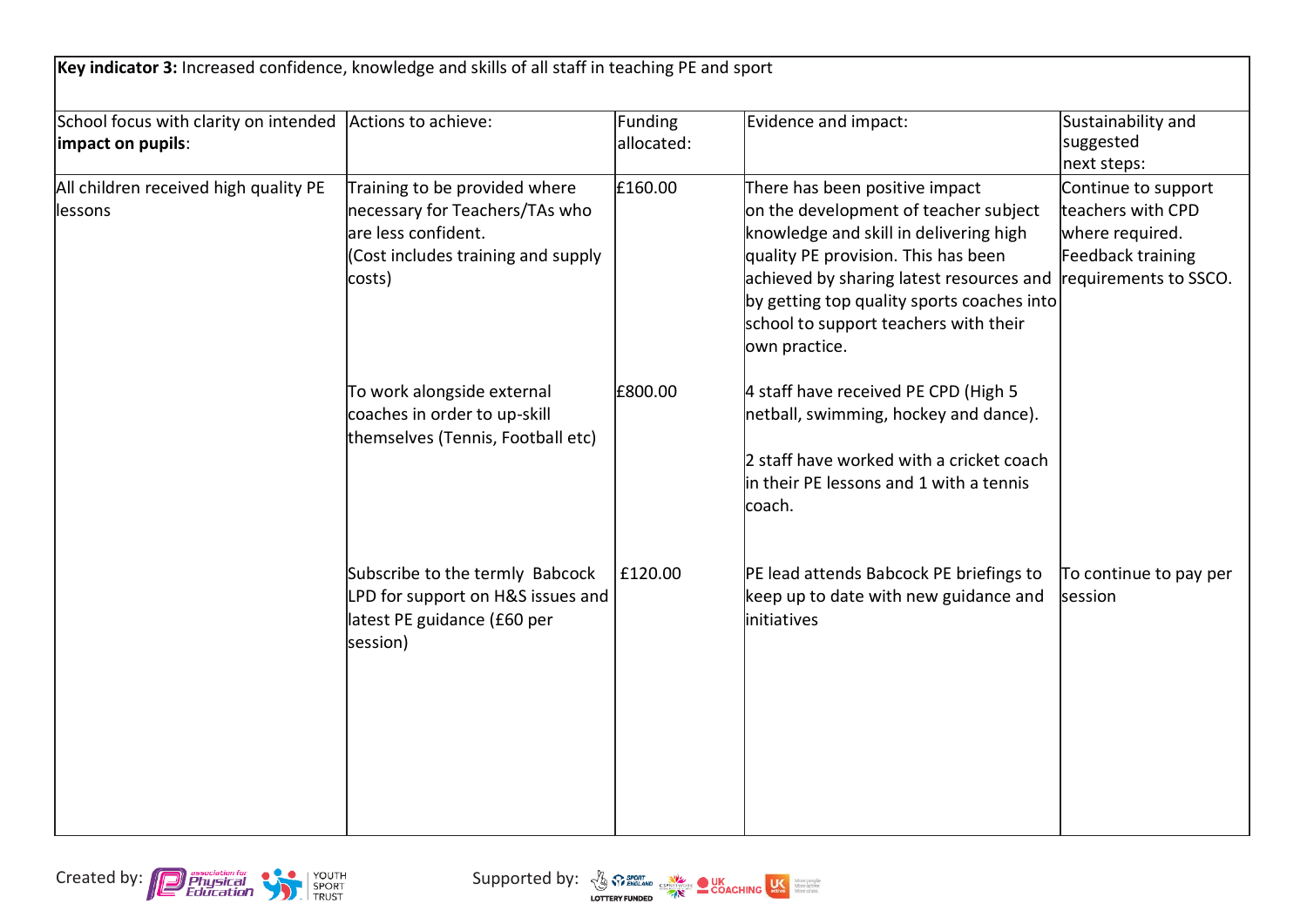| **Key indicator 3:** Increased confidence, knowledge and skills of all staff in teaching PE and sport | | | | |
|---|---|---|---|---|
| School focus with clarity on intended **impact on pupils**: | Actions to achieve: | Funding allocated: | Evidence and impact: | Sustainability and suggested next steps: |
| All children received high quality PE lessons | Training to be provided where necessary for Teachers/TAs who are less confident. (Cost includes training and supply costs) | £160.00 | There has been positive impact on the development of teacher subject knowledge and skill in delivering high quality PE provision. This has been achieved by sharing latest resources and by getting top quality sports coaches into school to support teachers with their own practice. | Continue to support teachers with CPD where required. Feedback training requirements to SSCO. |
| | To work alongside external coaches in order to up-skill themselves (Tennis, Football etc) | £800.00 | 4 staff have received PE CPD (High 5 netball, swimming, hockey and dance). 2 staff have worked with a cricket coach in their PE lessons and 1 with a tennis coach. | |
| | Subscribe to the termly Babcock LPD for support on H&S issues and latest PE guidance (£60 per session) | £120.00 | PE lead attends Babcock PE briefings to keep up to date with new guidance and initiatives | To continue to pay per session |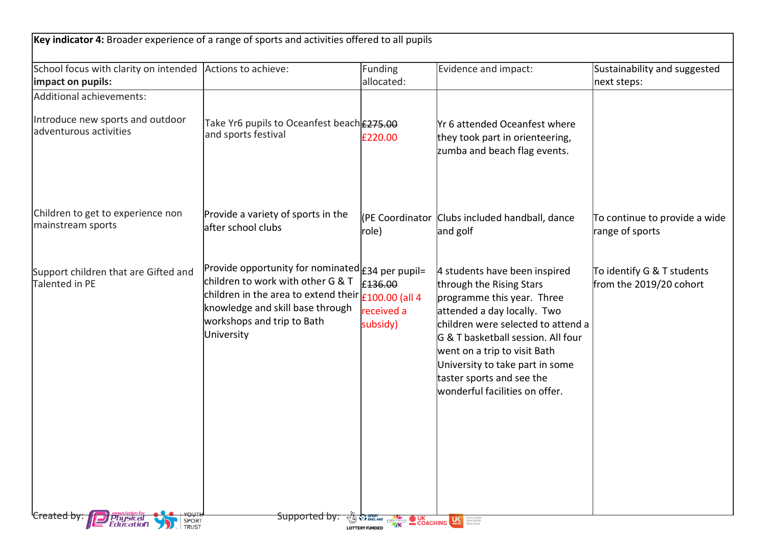| **Key indicator 4:** Broader experience of a range of sports and activities offered to all pupils | | | | |
|---|---|---|---|---|
| School focus with clarity on intended **impact on pupils:** | Actions to achieve: | Funding allocated: | Evidence and impact: | Sustainability and suggested next steps: |
| Additional achievements:<br><br>Introduce new sports and outdoor adventurous activities | Take Yr6 pupils to Oceanfest beach and sports festival | ~~£275.00~~<br>£220.00 | Yr 6 attended Oceanfest where they took part in orienteering, zumba and beach flag events. | |
| Children to get to experience non mainstream sports | Provide a variety of sports in the after school clubs | (PE Coordinator role) | Clubs included handball, dance and golf | To continue to provide a wide range of sports |
| Support children that are Gifted and Talented in PE | Provide opportunity for nominated children to work with other G & T children in the area to extend their knowledge and skill base through workshops and trip to Bath University | £34 per pupil= ~~£136.00~~<br>£100.00 (all 4 received a subsidy) | 4 students have been inspired through the Rising Stars programme this year. Three attended a day locally. Two children were selected to attend a G & T basketball session. All four went on a trip to visit Bath University to take part in some taster sports and see the wonderful facilities on offer. | To identify G & T students from the 2019/20 cohort |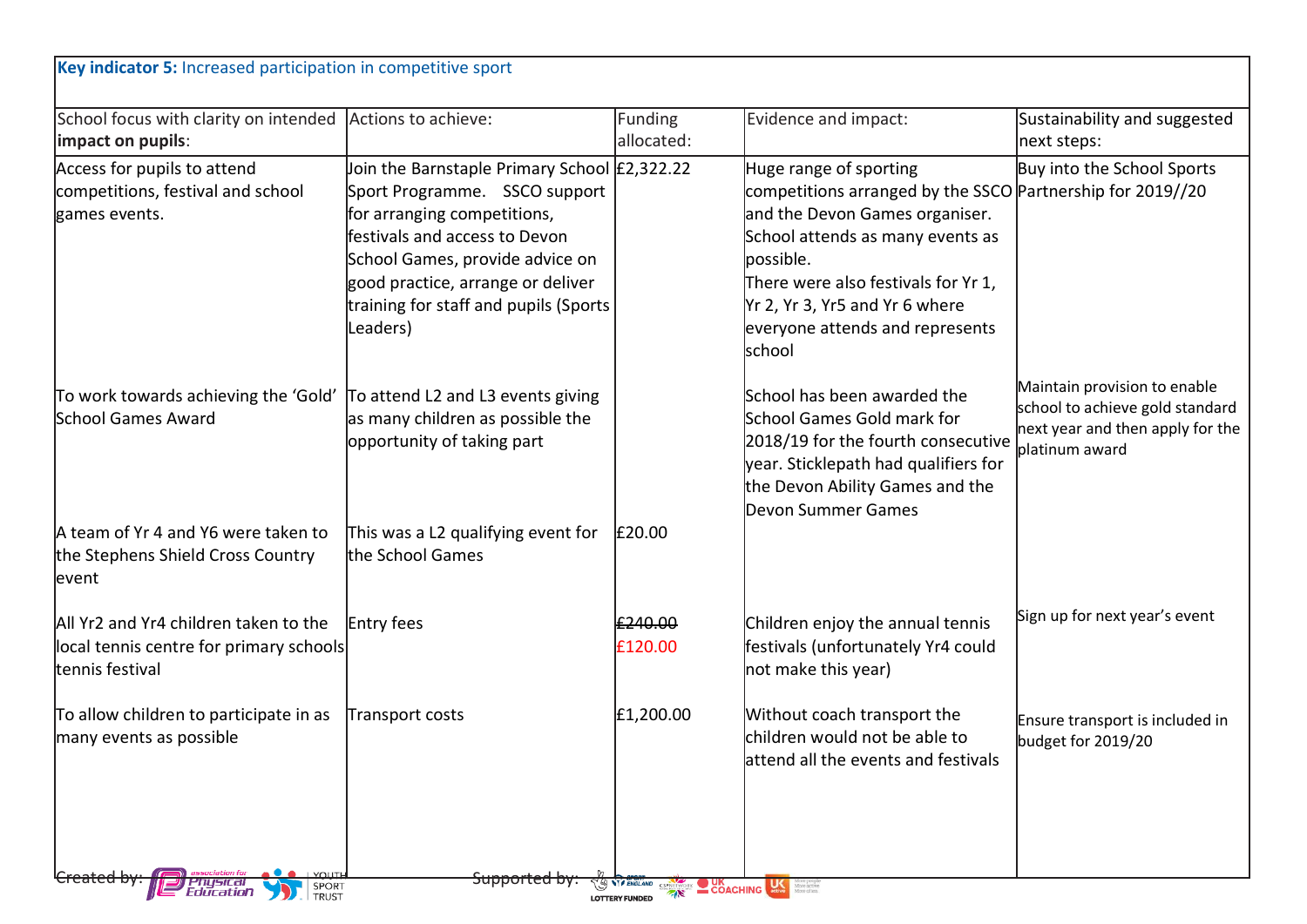**Key indicator 5:** Increased participation in competitive sport

| School focus with clarity on intended **impact on pupils**: | Actions to achieve: | Funding allocated: | Evidence and impact: | Sustainability and suggested next steps: |
|---|---|---|---|---|
| Access for pupils to attend competitions, festival and school games events. | Join the Barnstaple Primary School Sport Programme. SSCO support for arranging competitions, festivals and access to Devon School Games, provide advice on good practice, arrange or deliver training for staff and pupils (Sports Leaders) | £2,322.22 | Huge range of sporting competitions arranged by the SSCO and the Devon Games organiser. School attends as many events as possible. There were also festivals for Yr 1, Yr 2, Yr 3, Yr5 and Yr 6 where everyone attends and represents school | Buy into the School Sports Partnership for 2019//20 |
| To work towards achieving the 'Gold' School Games Award | To attend L2 and L3 events giving as many children as possible the opportunity of taking part | | School has been awarded the School Games Gold mark for 2018/19 for the fourth consecutive year. Sticklepath had qualifiers for the Devon Ability Games and the Devon Summer Games | Maintain provision to enable school to achieve gold standard next year and then apply for the platinum award |
| A team of Yr 4 and Y6 were taken to the Stephens Shield Cross Country event | This was a L2 qualifying event for the School Games | £20.00 | | |
| All Yr2 and Yr4 children taken to the local tennis centre for primary schools tennis festival | Entry fees | ~~£240.00~~ £120.00 | Children enjoy the annual tennis festivals (unfortunately Yr4 could not make this year) | Sign up for next year's event |
| To allow children to participate in as many events as possible | Transport costs | £1,200.00 | Without coach transport the children would not be able to attend all the events and festivals | Ensure transport is included in budget for 2019/20 |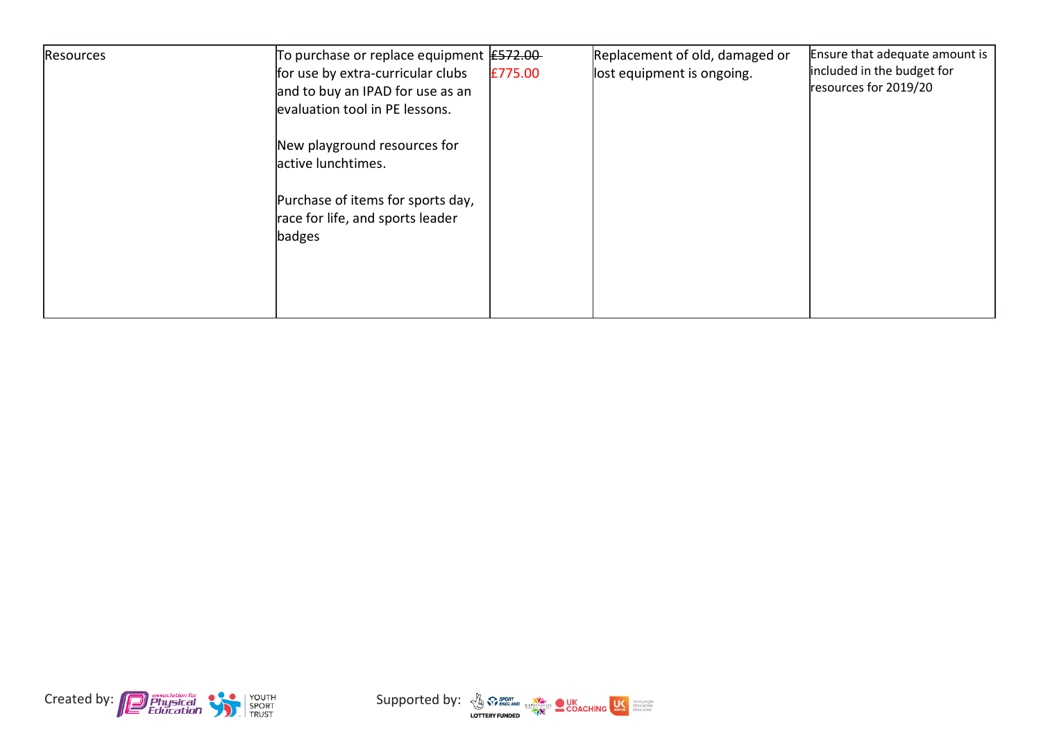| | | | | |
|---|---|---|---|---|
| Resources | To purchase or replace equipment for use by extra-curricular clubs and to buy an IPAD for use as an evaluation tool in PE lessons.<br><br>New playground resources for active lunchtimes.<br><br>Purchase of items for sports day, race for life, and sports leader badges | ~~£572.00~~ £775.00 | Replacement of old, damaged or lost equipment is ongoing. | Ensure that adequate amount is included in the budget for resources for 2019/20 |

Created by: association for Physical Education, YOUTH SPORT TRUST

Supported by: SPORT ENGLAND, LOTTERY FUNDED, CSPNETWORK, UK COACHING, UK active